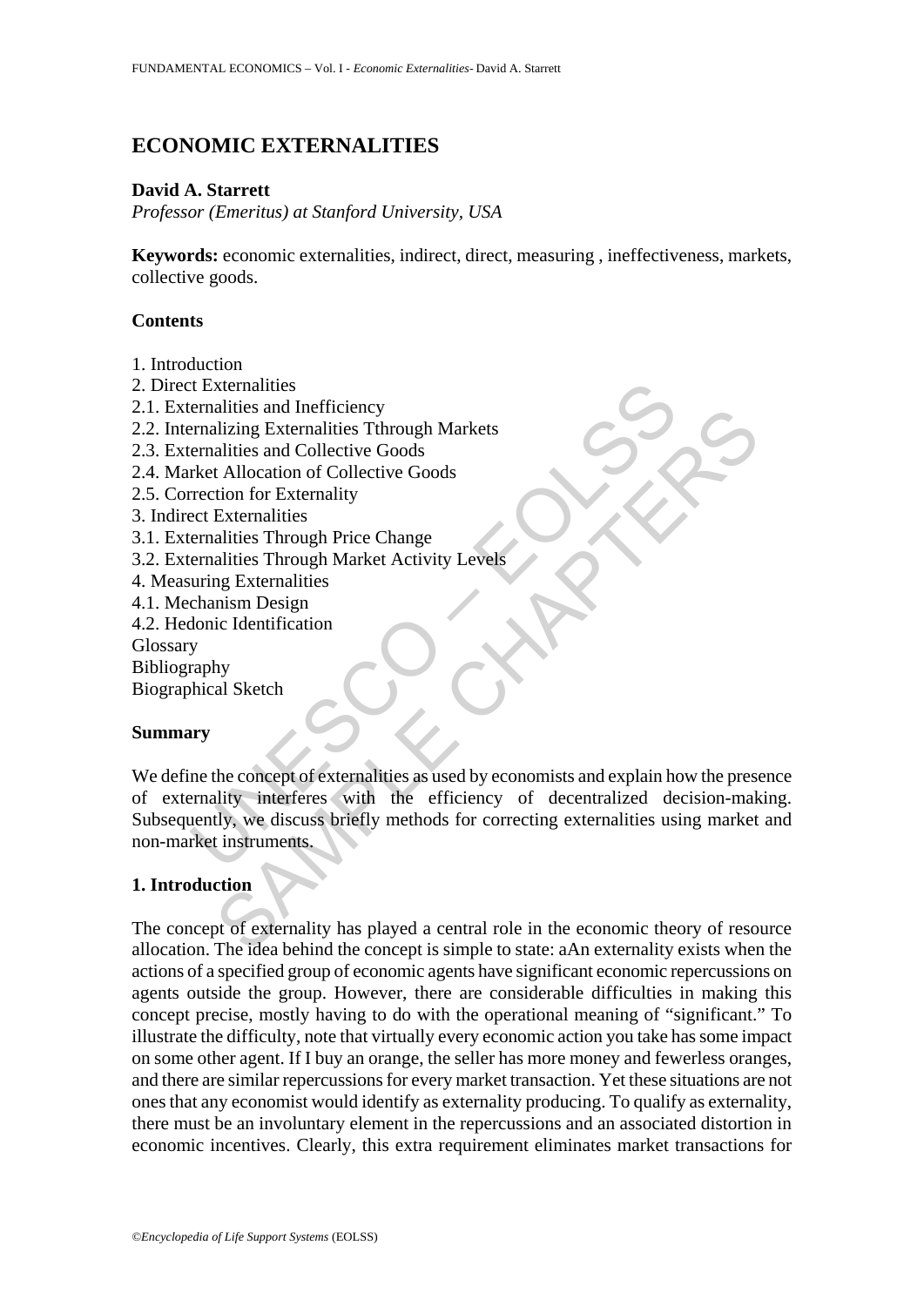# ECONOMIC EXTERNALITIES

**David A. Starrett**
*Professor (Emeritus) at Stanford University, USA*

**Keywords:** economic externalities, indirect, direct, measuring , ineffectiveness, markets, collective goods.

## Contents

1. Introduction
2. Direct Externalities
2.1. Externalities and Inefficiency
2.2. Internalizing Externalities Tthrough Markets
2.3. Externalities and Collective Goods
2.4. Market Allocation of Collective Goods
2.5. Correction for Externality
3. Indirect Externalities
3.1. Externalities Through Price Change
3.2. Externalities Through Market Activity Levels
4. Measuring Externalities
4.1. Mechanism Design
4.2. Hedonic Identification
Glossary
Bibliography
Biographical Sketch

## Summary

We define the concept of externalities as used by economists and explain how the presence of externality interferes with the efficiency of decentralized decision-making. Subsequently, we discuss briefly methods for correcting externalities using market and non-market instruments.

## 1. Introduction

The concept of externality has played a central role in the economic theory of resource allocation. The idea behind the concept is simple to state: aAn externality exists when the actions of a specified group of economic agents have significant economic repercussions on agents outside the group. However, there are considerable difficulties in making this concept precise, mostly having to do with the operational meaning of "significant." To illustrate the difficulty, note that virtually every economic action you take has some impact on some other agent. If I buy an orange, the seller has more money and fewerless oranges, and there are similar repercussions for every market transaction. Yet these situations are not ones that any economist would identify as externality producing. To qualify as externality, there must be an involuntary element in the repercussions and an associated distortion in economic incentives. Clearly, this extra requirement eliminates market transactions for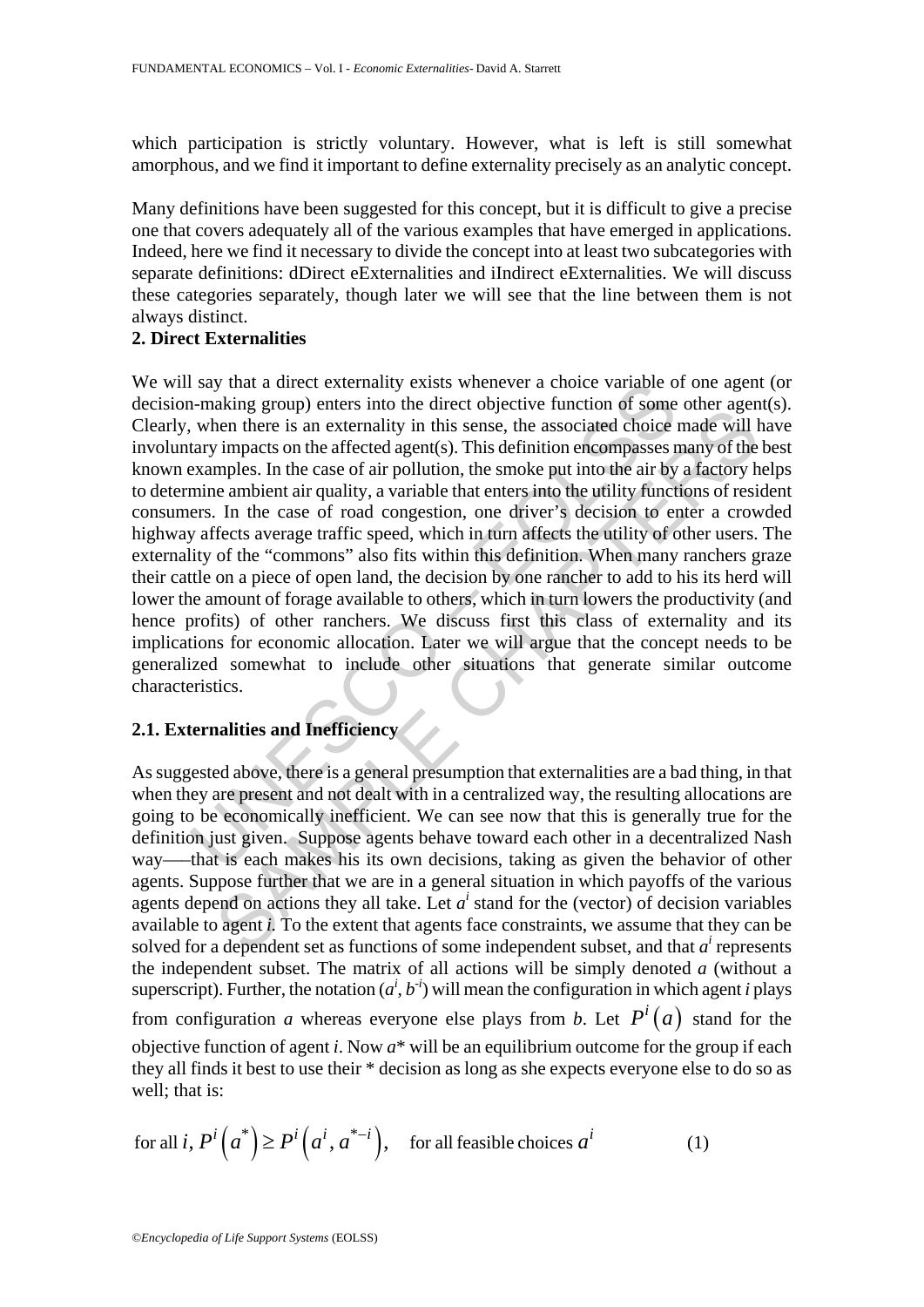which participation is strictly voluntary. However, what is left is still somewhat amorphous, and we find it important to define externality precisely as an analytic concept.

Many definitions have been suggested for this concept, but it is difficult to give a precise one that covers adequately all of the various examples that have emerged in applications. Indeed, here we find it necessary to divide the concept into at least two subcategories with separate definitions: dDirect eExternalities and iIndirect eExternalities. We will discuss these categories separately, though later we will see that the line between them is not always distinct.

## 2. Direct Externalities

We will say that a direct externality exists whenever a choice variable of one agent (or decision-making group) enters into the direct objective function of some other agent(s). Clearly, when there is an externality in this sense, the associated choice made will have involuntary impacts on the affected agent(s). This definition encompasses many of the best known examples. In the case of air pollution, the smoke put into the air by a factory helps to determine ambient air quality, a variable that enters into the utility functions of resident consumers. In the case of road congestion, one driver's decision to enter a crowded highway affects average traffic speed, which in turn affects the utility of other users. The externality of the "commons" also fits within this definition. When many ranchers graze their cattle on a piece of open land, the decision by one rancher to add to his its herd will lower the amount of forage available to others, which in turn lowers the productivity (and hence profits) of other ranchers. We discuss first this class of externality and its implications for economic allocation. Later we will argue that the concept needs to be generalized somewhat to include other situations that generate similar outcome characteristics.

### 2.1. Externalities and Inefficiency

As suggested above, there is a general presumption that externalities are a bad thing, in that when they are present and not dealt with in a centralized way, the resulting allocations are going to be economically inefficient. We can see now that this is generally true for the definition just given. Suppose agents behave toward each other in a decentralized Nash way—–that is each makes his its own decisions, taking as given the behavior of other agents. Suppose further that we are in a general situation in which payoffs of the various agents depend on actions they all take. Let $a^i$ stand for the (vector) of decision variables available to agent *i*. To the extent that agents face constraints, we assume that they can be solved for a dependent set as functions of some independent subset, and that $a^i$ represents the independent subset. The matrix of all actions will be simply denoted *a* (without a superscript). Further, the notation $(a^i, b^{-i})$ will mean the configuration in which agent *i* plays from configuration *a* whereas everyone else plays from *b*. Let $P^i(a)$ stand for the objective function of agent *i*. Now $a^*$ will be an equilibrium outcome for the group if each they all finds it best to use their * decision as long as she expects everyone else to do so as well; that is:

$$\text{for all } i,\ P^i\left(a^*\right) \geq P^i\left(a^i, a^{*-i}\right), \quad \text{for all feasible choices } a^i \qquad (1)$$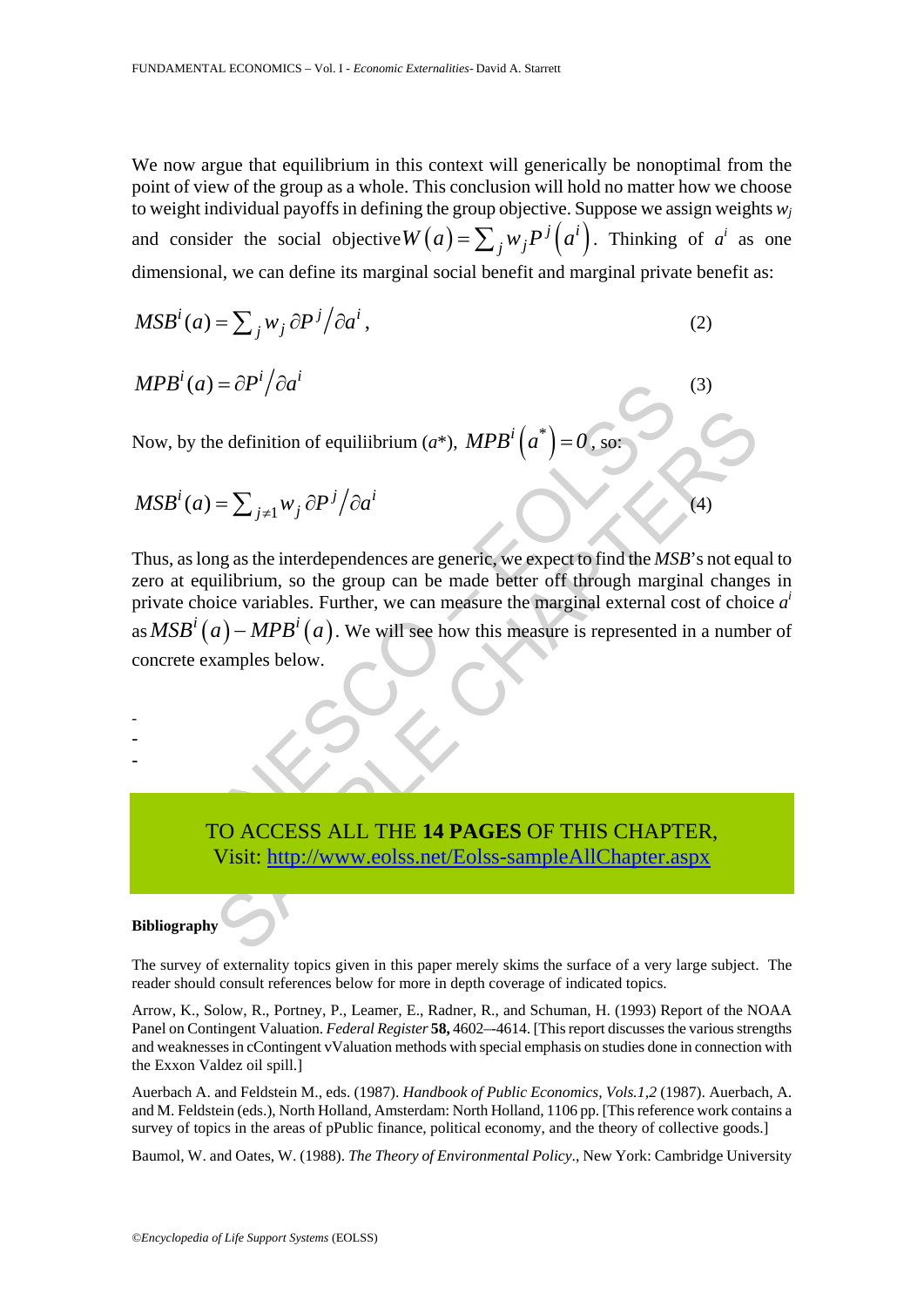We now argue that equilibrium in this context will generically be nonoptimal from the point of view of the group as a whole. This conclusion will hold no matter how we choose to weight individual payoffs in defining the group objective. Suppose we assign weights $w_j$ and consider the social objective $W(a) = \sum_j w_j P^j(a^i)$. Thinking of $a^i$ as one dimensional, we can define its marginal social benefit and marginal private benefit as:

$$MSB^i(a) = \sum_j w_j \, \partial P^j / \partial a^i \,, \tag{2}$$

$$MPB^i(a) = \partial P^i / \partial a^i \tag{3}$$

Now, by the definition of equiliibrium ($a^*$), $MPB^i(a^*) = 0$, so:

$$MSB^i(a) = \sum_{j \neq 1} w_j \, \partial P^j / \partial a^i \tag{4}$$

Thus, as long as the interdependences are generic, we expect to find the *MSB*'s not equal to zero at equilibrium, so the group can be made better off through marginal changes in private choice variables. Further, we can measure the marginal external cost of choice $a^i$ as $MSB^i(a) - MPB^i(a)$. We will see how this measure is represented in a number of concrete examples below.

-
-
-

TO ACCESS ALL THE **14 PAGES** OF THIS CHAPTER,
Visit: http://www.eolss.net/Eolss-sampleAllChapter.aspx

**Bibliography**

The survey of externality topics given in this paper merely skims the surface of a very large subject. The reader should consult references below for more in depth coverage of indicated topics.

Arrow, K., Solow, R., Portney, P., Leamer, E., Radner, R., and Schuman, H. (1993) Report of the NOAA Panel on Contingent Valuation. *Federal Register* **58,** 4602–-4614. [This report discusses the various strengths and weaknesses in cContingent vValuation methods with special emphasis on studies done in connection with the Exxon Valdez oil spill.]

Auerbach A. and Feldstein M., eds. (1987). *Handbook of Public Economics, Vols.1,2* (1987). Auerbach, A. and M. Feldstein (eds.), North Holland, Amsterdam: North Holland, 1106 pp. [This reference work contains a survey of topics in the areas of pPublic finance, political economy, and the theory of collective goods.]

Baumol, W. and Oates, W. (1988). *The Theory of Environmental Policy*., New York: Cambridge University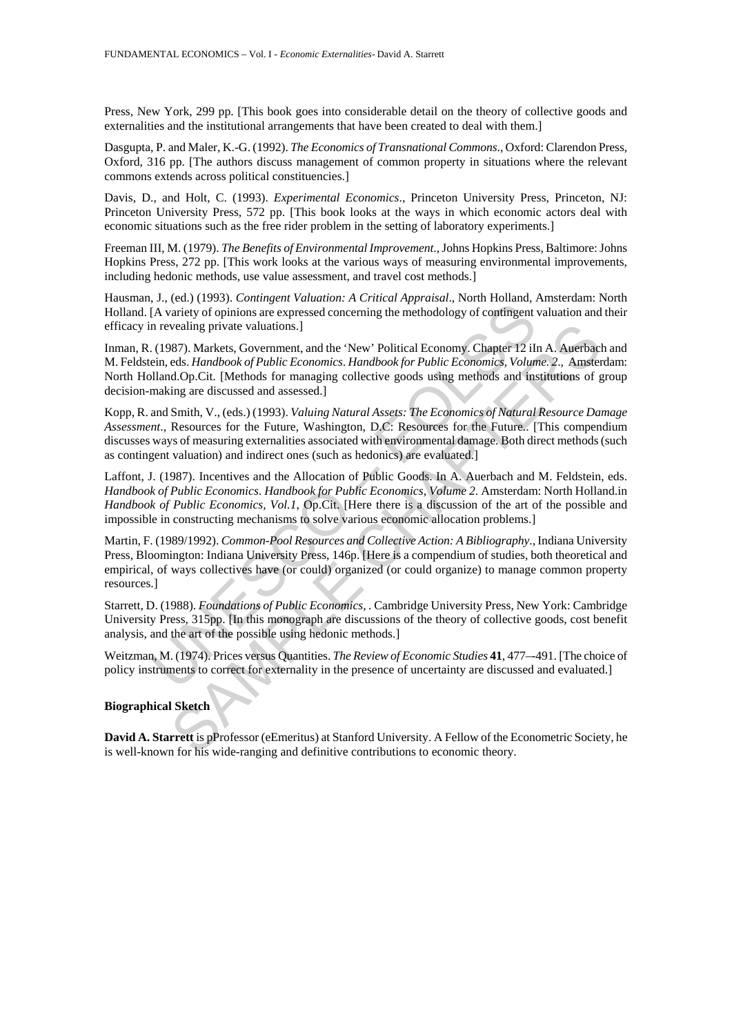Press, New York, 299 pp. [This book goes into considerable detail on the theory of collective goods and externalities and the institutional arrangements that have been created to deal with them.]

Dasgupta, P. and Maler, K.-G. (1992). *The Economics of Transnational Commons*., Oxford: Clarendon Press, Oxford, 316 pp. [The authors discuss management of common property in situations where the relevant commons extends across political constituencies.]

Davis, D., and Holt, C. (1993). *Experimental Economics*., Princeton University Press, Princeton, NJ: Princeton University Press, 572 pp. [This book looks at the ways in which economic actors deal with economic situations such as the free rider problem in the setting of laboratory experiments.]

Freeman III, M. (1979). *The Benefits of Environmental Improvement*., Johns Hopkins Press, Baltimore: Johns Hopkins Press, 272 pp. [This work looks at the various ways of measuring environmental improvements, including hedonic methods, use value assessment, and travel cost methods.]

Hausman, J., (ed.) (1993). *Contingent Valuation: A Critical Appraisal*., North Holland, Amsterdam: North Holland. [A variety of opinions are expressed concerning the methodology of contingent valuation and their efficacy in revealing private valuations.]

Inman, R. (1987). Markets, Government, and the 'New' Political Economy. Chapter 12 iIn A. Auerbach and M. Feldstein, eds. *Handbook of Public Economics*. *Handbook for Public Economics, Volume. 2*., Amsterdam: North Holland.Op.Cit. [Methods for managing collective goods using methods and institutions of group decision-making are discussed and assessed.]

Kopp, R. and Smith, V., (eds.) (1993). *Valuing Natural Assets: The Economics of Natural Resource Damage Assessment*., Resources for the Future, Washington, D.C: Resources for the Future.. [This compendium discusses ways of measuring externalities associated with environmental damage. Both direct methods (such as contingent valuation) and indirect ones (such as hedonics) are evaluated.]

Laffont, J. (1987). Incentives and the Allocation of Public Goods. In A. Auerbach and M. Feldstein, eds. *Handbook of Public Economics*. *Handbook for Public Economics, Volume 2*. Amsterdam: North Holland.in *Handbook of Public Economics, Vol.1*, Op.Cit. [Here there is a discussion of the art of the possible and impossible in constructing mechanisms to solve various economic allocation problems.]

Martin, F. (1989/1992). *Common-Pool Resources and Collective Action: A Bibliography*., Indiana University Press, Bloomington: Indiana University Press, 146p. [Here is a compendium of studies, both theoretical and empirical, of ways collectives have (or could) organized (or could organize) to manage common property resources.]

Starrett, D. (1988). *Foundations of Public Economics*, . Cambridge University Press, New York: Cambridge University Press, 315pp. [In this monograph are discussions of the theory of collective goods, cost benefit analysis, and the art of the possible using hedonic methods.]

Weitzman, M. (1974). Prices versus Quantities. *The Review of Economic Studies* **41**, 477–-491. [The choice of policy instruments to correct for externality in the presence of uncertainty are discussed and evaluated.]

**Biographical Sketch**

**David A. Starrett** is pProfessor (eEmeritus) at Stanford University. A Fellow of the Econometric Society, he is well-known for his wide-ranging and definitive contributions to economic theory.